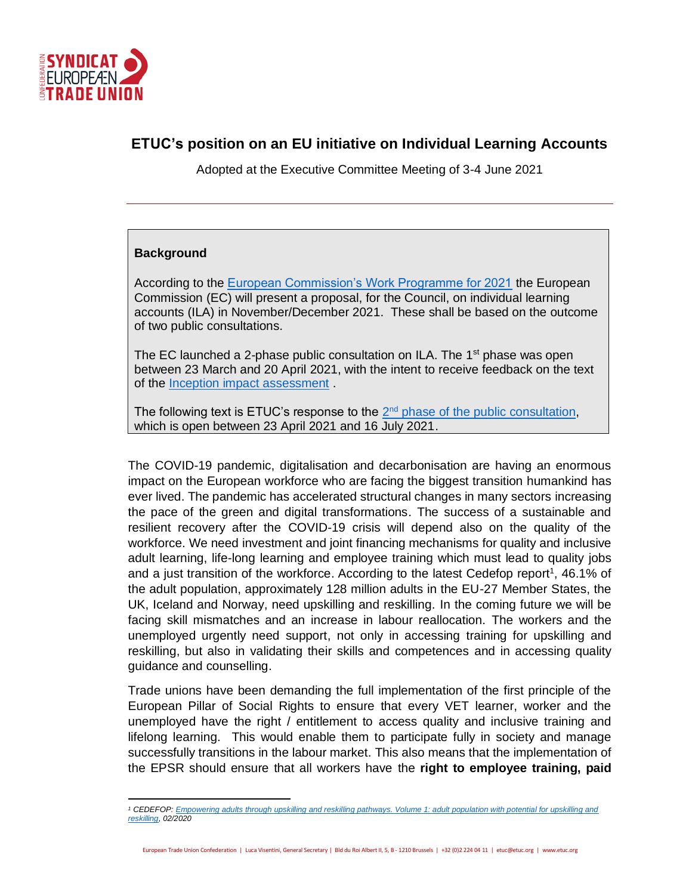# ETUC's position on an EU initiative on Individual Learning Accounts

Adopted at the Executive Committee Meeting of 3-4 June 2021

---

**Background**

According to the European Commission's Work Programme for 2021 the European Commission (EC) will present a proposal, for the Council, on individual learning accounts (ILA) in November/December 2021. These shall be based on the outcome of two public consultations.

The EC launched a 2-phase public consultation on ILA. The 1st phase was open between 23 March and 20 April 2021, with the intent to receive feedback on the text of the Inception impact assessment .

The following text is ETUC's response to the 2nd phase of the public consultation, which is open between 23 April 2021 and 16 July 2021.

The COVID-19 pandemic, digitalisation and decarbonisation are having an enormous impact on the European workforce who are facing the biggest transition humankind has ever lived. The pandemic has accelerated structural changes in many sectors increasing the pace of the green and digital transformations. The success of a sustainable and resilient recovery after the COVID-19 crisis will depend also on the quality of the workforce. We need investment and joint financing mechanisms for quality and inclusive adult learning, life-long learning and employee training which must lead to quality jobs and a just transition of the workforce. According to the latest Cedefop report[1], 46.1% of the adult population, approximately 128 million adults in the EU-27 Member States, the UK, Iceland and Norway, need upskilling and reskilling. In the coming future we will be facing skill mismatches and an increase in labour reallocation. The workers and the unemployed urgently need support, not only in accessing training for upskilling and reskilling, but also in validating their skills and competences and in accessing quality guidance and counselling.

Trade unions have been demanding the full implementation of the first principle of the European Pillar of Social Rights to ensure that every VET learner, worker and the unemployed have the right / entitlement to access quality and inclusive training and lifelong learning. This would enable them to participate fully in society and manage successfully transitions in the labour market. This also means that the implementation of the EPSR should ensure that all workers have the **right to employee training, paid**

---

[1] *CEDEFOP: Empowering adults through upskilling and reskilling pathways. Volume 1: adult population with potential for upskilling and reskilling, 02/2020*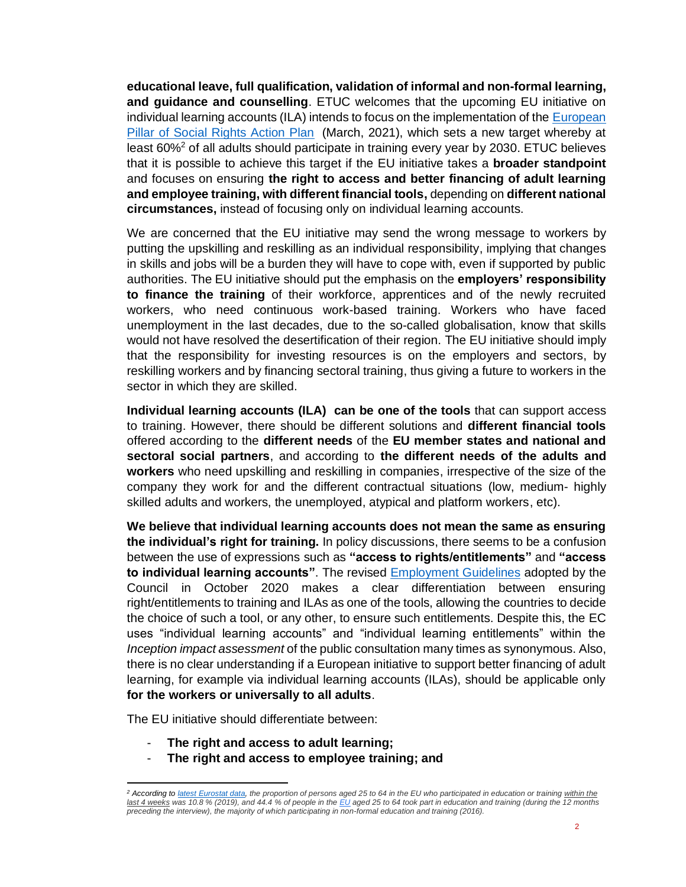**educational leave, full qualification, validation of informal and non-formal learning, and guidance and counselling**. ETUC welcomes that the upcoming EU initiative on individual learning accounts (ILA) intends to focus on the implementation of the European Pillar of Social Rights Action Plan (March, 2021), which sets a new target whereby at least 60%[2] of all adults should participate in training every year by 2030. ETUC believes that it is possible to achieve this target if the EU initiative takes a **broader standpoint** and focuses on ensuring **the right to access and better financing of adult learning and employee training, with different financial tools,** depending on **different national circumstances,** instead of focusing only on individual learning accounts.

We are concerned that the EU initiative may send the wrong message to workers by putting the upskilling and reskilling as an individual responsibility, implying that changes in skills and jobs will be a burden they will have to cope with, even if supported by public authorities. The EU initiative should put the emphasis on the **employers' responsibility to finance the training** of their workforce, apprentices and of the newly recruited workers, who need continuous work-based training. Workers who have faced unemployment in the last decades, due to the so-called globalisation, know that skills would not have resolved the desertification of their region. The EU initiative should imply that the responsibility for investing resources is on the employers and sectors, by reskilling workers and by financing sectoral training, thus giving a future to workers in the sector in which they are skilled.

**Individual learning accounts (ILA) can be one of the tools** that can support access to training. However, there should be different solutions and **different financial tools** offered according to the **different needs** of the **EU member states and national and sectoral social partners**, and according to **the different needs of the adults and workers** who need upskilling and reskilling in companies, irrespective of the size of the company they work for and the different contractual situations (low, medium- highly skilled adults and workers, the unemployed, atypical and platform workers, etc).

**We believe that individual learning accounts does not mean the same as ensuring the individual's right for training.** In policy discussions, there seems to be a confusion between the use of expressions such as **"access to rights/entitlements"** and **"access to individual learning accounts"**. The revised Employment Guidelines adopted by the Council in October 2020 makes a clear differentiation between ensuring right/entitlements to training and ILAs as one of the tools, allowing the countries to decide the choice of such a tool, or any other, to ensure such entitlements. Despite this, the EC uses "individual learning accounts" and "individual learning entitlements" within the *Inception impact assessment* of the public consultation many times as synonymous. Also, there is no clear understanding if a European initiative to support better financing of adult learning, for example via individual learning accounts (ILAs), should be applicable only **for the workers or universally to all adults**.

The EU initiative should differentiate between:

- **The right and access to adult learning;**
- **The right and access to employee training; and**

---

*[2] According to latest Eurostat data, the proportion of persons aged 25 to 64 in the EU who participated in education or training within the last 4 weeks was 10.8 % (2019), and 44.4 % of people in the EU aged 25 to 64 took part in education and training (during the 12 months preceding the interview), the majority of which participating in non-formal education and training (2016).*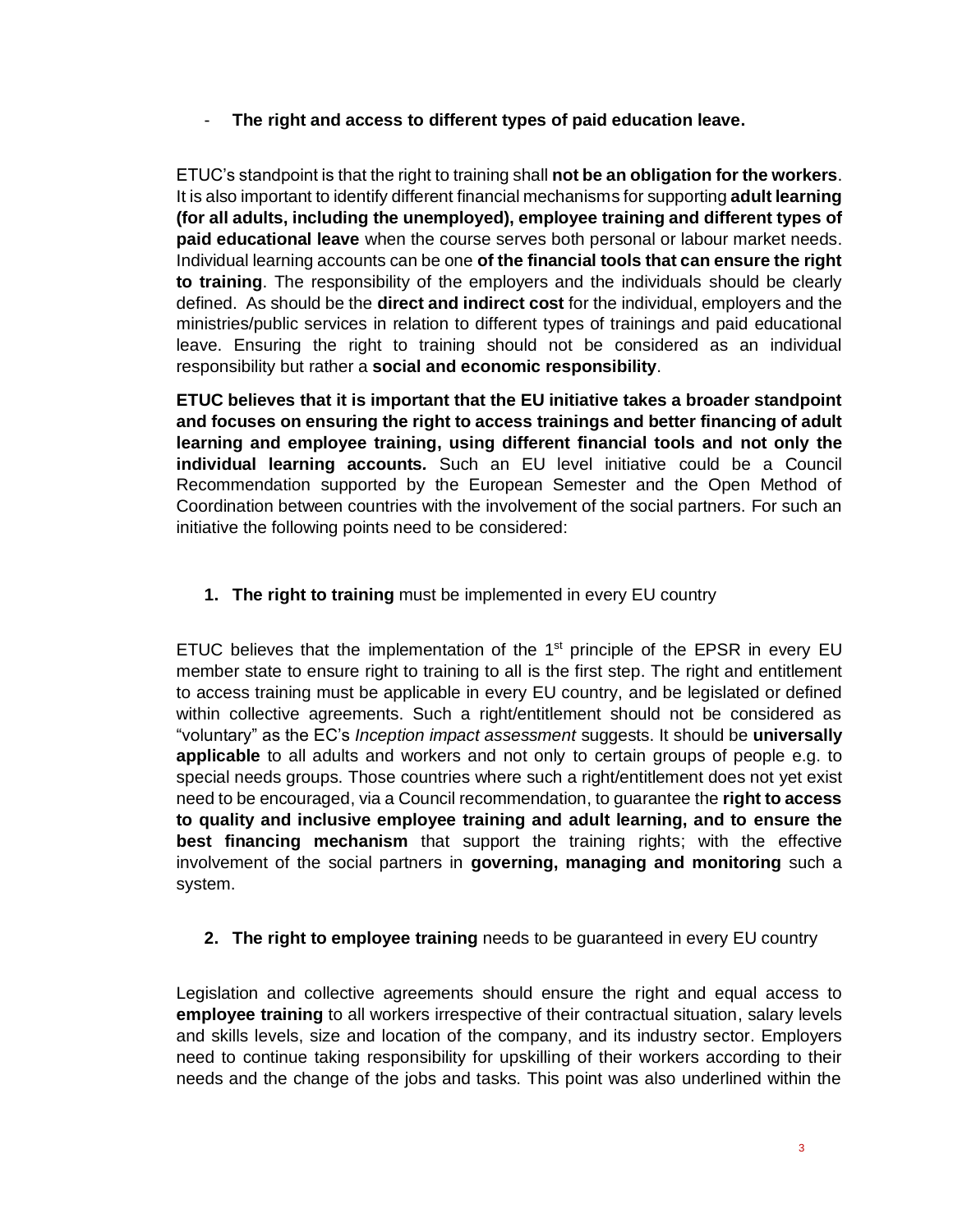- **The right and access to different types of paid education leave.**

ETUC's standpoint is that the right to training shall **not be an obligation for the workers**. It is also important to identify different financial mechanisms for supporting **adult learning (for all adults, including the unemployed), employee training and different types of paid educational leave** when the course serves both personal or labour market needs. Individual learning accounts can be one **of the financial tools that can ensure the right to training**. The responsibility of the employers and the individuals should be clearly defined. As should be the **direct and indirect cost** for the individual, employers and the ministries/public services in relation to different types of trainings and paid educational leave. Ensuring the right to training should not be considered as an individual responsibility but rather a **social and economic responsibility**.

**ETUC believes that it is important that the EU initiative takes a broader standpoint and focuses on ensuring the right to access trainings and better financing of adult learning and employee training, using different financial tools and not only the individual learning accounts.** Such an EU level initiative could be a Council Recommendation supported by the European Semester and the Open Method of Coordination between countries with the involvement of the social partners. For such an initiative the following points need to be considered:

1. **The right to training** must be implemented in every EU country

ETUC believes that the implementation of the 1st principle of the EPSR in every EU member state to ensure right to training to all is the first step. The right and entitlement to access training must be applicable in every EU country, and be legislated or defined within collective agreements. Such a right/entitlement should not be considered as "voluntary" as the EC's *Inception impact assessment* suggests. It should be **universally applicable** to all adults and workers and not only to certain groups of people e.g. to special needs groups. Those countries where such a right/entitlement does not yet exist need to be encouraged, via a Council recommendation, to guarantee the **right to access to quality and inclusive employee training and adult learning, and to ensure the best financing mechanism** that support the training rights; with the effective involvement of the social partners in **governing, managing and monitoring** such a system.

2. **The right to employee training** needs to be guaranteed in every EU country

Legislation and collective agreements should ensure the right and equal access to **employee training** to all workers irrespective of their contractual situation, salary levels and skills levels, size and location of the company, and its industry sector. Employers need to continue taking responsibility for upskilling of their workers according to their needs and the change of the jobs and tasks. This point was also underlined within the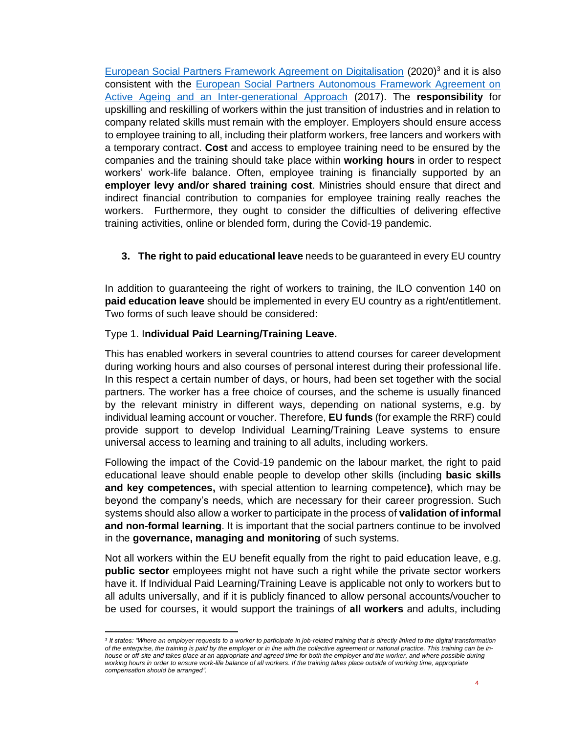[European Social Partners Framework Agreement on Digitalisation](#) (2020)[3] and it is also consistent with the [European Social Partners Autonomous Framework Agreement on Active Ageing and an Inter-generational Approach](#) (2017). The **responsibility** for upskilling and reskilling of workers within the just transition of industries and in relation to company related skills must remain with the employer. Employers should ensure access to employee training to all, including their platform workers, free lancers and workers with a temporary contract. **Cost** and access to employee training need to be ensured by the companies and the training should take place within **working hours** in order to respect workers' work-life balance. Often, employee training is financially supported by an **employer levy and/or shared training cost**. Ministries should ensure that direct and indirect financial contribution to companies for employee training really reaches the workers. Furthermore, they ought to consider the difficulties of delivering effective training activities, online or blended form, during the Covid-19 pandemic.

3. **The right to paid educational leave** needs to be guaranteed in every EU country

In addition to guaranteeing the right of workers to training, the ILO convention 140 on **paid education leave** should be implemented in every EU country as a right/entitlement. Two forms of such leave should be considered:

Type 1. I**ndividual Paid Learning/Training Leave.**

This has enabled workers in several countries to attend courses for career development during working hours and also courses of personal interest during their professional life. In this respect a certain number of days, or hours, had been set together with the social partners. The worker has a free choice of courses, and the scheme is usually financed by the relevant ministry in different ways, depending on national systems, e.g. by individual learning account or voucher. Therefore, **EU funds** (for example the RRF) could provide support to develop Individual Learning/Training Leave systems to ensure universal access to learning and training to all adults, including workers.

Following the impact of the Covid-19 pandemic on the labour market, the right to paid educational leave should enable people to develop other skills (including **basic skills and key competences,** with special attention to learning competence**)**, which may be beyond the company's needs, which are necessary for their career progression. Such systems should also allow a worker to participate in the process of **validation of informal and non-formal learning**. It is important that the social partners continue to be involved in the **governance, managing and monitoring** of such systems.

Not all workers within the EU benefit equally from the right to paid education leave, e.g. **public sector** employees might not have such a right while the private sector workers have it. If Individual Paid Learning/Training Leave is applicable not only to workers but to all adults universally, and if it is publicly financed to allow personal accounts/voucher to be used for courses, it would support the trainings of **all workers** and adults, including

---

[3] *It states: "Where an employer requests to a worker to participate in job-related training that is directly linked to the digital transformation of the enterprise, the training is paid by the employer or in line with the collective agreement or national practice. This training can be in-house or off-site and takes place at an appropriate and agreed time for both the employer and the worker, and where possible during working hours in order to ensure work-life balance of all workers. If the training takes place outside of working time, appropriate compensation should be arranged".*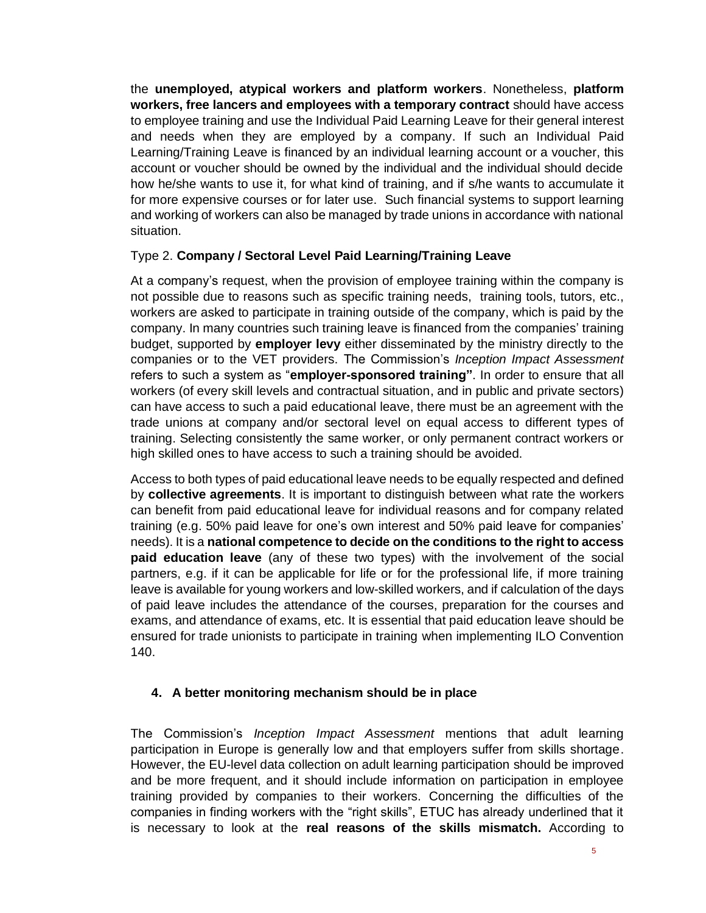the **unemployed, atypical workers and platform workers**. Nonetheless, **platform workers, free lancers and employees with a temporary contract** should have access to employee training and use the Individual Paid Learning Leave for their general interest and needs when they are employed by a company. If such an Individual Paid Learning/Training Leave is financed by an individual learning account or a voucher, this account or voucher should be owned by the individual and the individual should decide how he/she wants to use it, for what kind of training, and if s/he wants to accumulate it for more expensive courses or for later use. Such financial systems to support learning and working of workers can also be managed by trade unions in accordance with national situation.

Type 2. **Company / Sectoral Level Paid Learning/Training Leave**

At a company's request, when the provision of employee training within the company is not possible due to reasons such as specific training needs, training tools, tutors, etc., workers are asked to participate in training outside of the company, which is paid by the company. In many countries such training leave is financed from the companies' training budget, supported by **employer levy** either disseminated by the ministry directly to the companies or to the VET providers. The Commission's *Inception Impact Assessment* refers to such a system as "**employer-sponsored training"**. In order to ensure that all workers (of every skill levels and contractual situation, and in public and private sectors) can have access to such a paid educational leave, there must be an agreement with the trade unions at company and/or sectoral level on equal access to different types of training. Selecting consistently the same worker, or only permanent contract workers or high skilled ones to have access to such a training should be avoided.

Access to both types of paid educational leave needs to be equally respected and defined by **collective agreements**. It is important to distinguish between what rate the workers can benefit from paid educational leave for individual reasons and for company related training (e.g. 50% paid leave for one's own interest and 50% paid leave for companies' needs). It is a **national competence to decide on the conditions to the right to access paid education leave** (any of these two types) with the involvement of the social partners, e.g. if it can be applicable for life or for the professional life, if more training leave is available for young workers and low-skilled workers, and if calculation of the days of paid leave includes the attendance of the courses, preparation for the courses and exams, and attendance of exams, etc. It is essential that paid education leave should be ensured for trade unionists to participate in training when implementing ILO Convention 140.

### 4. A better monitoring mechanism should be in place

The Commission's *Inception Impact Assessment* mentions that adult learning participation in Europe is generally low and that employers suffer from skills shortage. However, the EU-level data collection on adult learning participation should be improved and be more frequent, and it should include information on participation in employee training provided by companies to their workers. Concerning the difficulties of the companies in finding workers with the "right skills", ETUC has already underlined that it is necessary to look at the **real reasons of the skills mismatch.** According to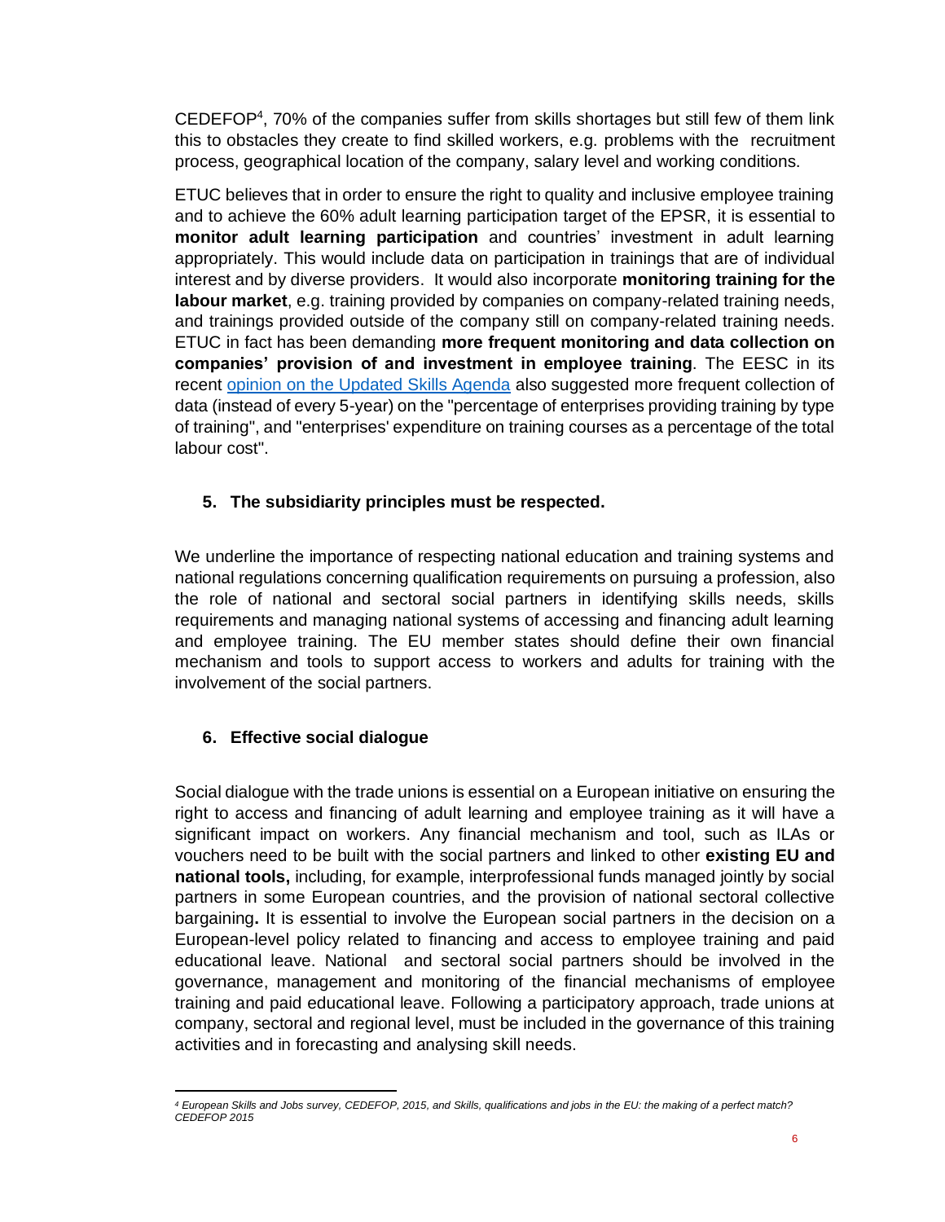CEDEFOP[4], 70% of the companies suffer from skills shortages but still few of them link this to obstacles they create to find skilled workers, e.g. problems with the recruitment process, geographical location of the company, salary level and working conditions.

ETUC believes that in order to ensure the right to quality and inclusive employee training and to achieve the 60% adult learning participation target of the EPSR, it is essential to **monitor adult learning participation** and countries' investment in adult learning appropriately. This would include data on participation in trainings that are of individual interest and by diverse providers. It would also incorporate **monitoring training for the labour market**, e.g. training provided by companies on company-related training needs, and trainings provided outside of the company still on company-related training needs. ETUC in fact has been demanding **more frequent monitoring and data collection on companies' provision of and investment in employee training**. The EESC in its recent [opinion on the Updated Skills Agenda]() also suggested more frequent collection of data (instead of every 5-year) on the "percentage of enterprises providing training by type of training", and "enterprises' expenditure on training courses as a percentage of the total labour cost".

## 5. The subsidiarity principles must be respected.

We underline the importance of respecting national education and training systems and national regulations concerning qualification requirements on pursuing a profession, also the role of national and sectoral social partners in identifying skills needs, skills requirements and managing national systems of accessing and financing adult learning and employee training. The EU member states should define their own financial mechanism and tools to support access to workers and adults for training with the involvement of the social partners.

## 6. Effective social dialogue

Social dialogue with the trade unions is essential on a European initiative on ensuring the right to access and financing of adult learning and employee training as it will have a significant impact on workers. Any financial mechanism and tool, such as ILAs or vouchers need to be built with the social partners and linked to other **existing EU and national tools,** including, for example, interprofessional funds managed jointly by social partners in some European countries, and the provision of national sectoral collective bargaining**.** It is essential to involve the European social partners in the decision on a European-level policy related to financing and access to employee training and paid educational leave. National and sectoral social partners should be involved in the governance, management and monitoring of the financial mechanisms of employee training and paid educational leave. Following a participatory approach, trade unions at company, sectoral and regional level, must be included in the governance of this training activities and in forecasting and analysing skill needs.

---

*[4] European Skills and Jobs survey, CEDEFOP, 2015, and Skills, qualifications and jobs in the EU: the making of a perfect match? CEDEFOP 2015*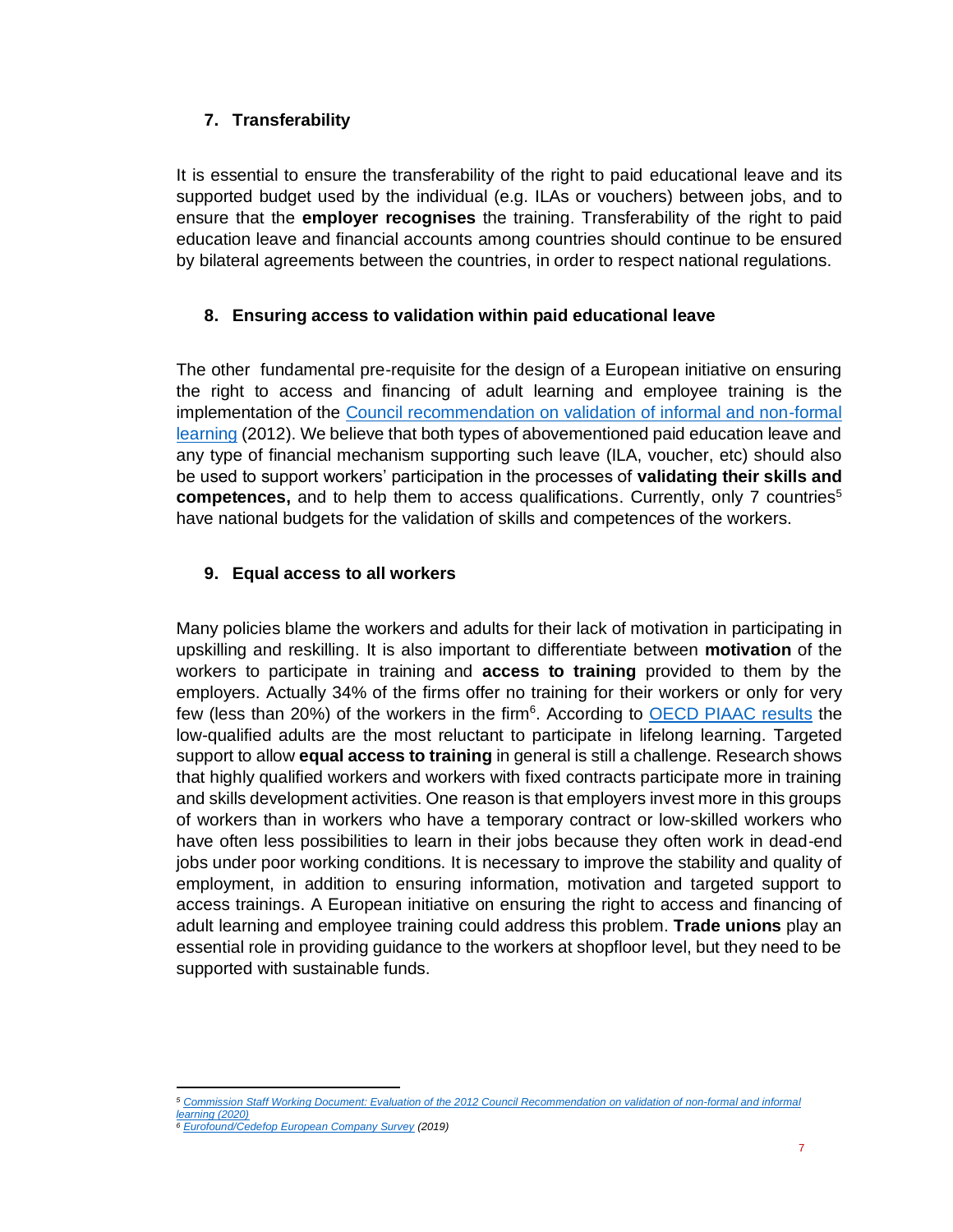## 7. Transferability

It is essential to ensure the transferability of the right to paid educational leave and its supported budget used by the individual (e.g. ILAs or vouchers) between jobs, and to ensure that the **employer recognises** the training. Transferability of the right to paid education leave and financial accounts among countries should continue to be ensured by bilateral agreements between the countries, in order to respect national regulations.

## 8. Ensuring access to validation within paid educational leave

The other fundamental pre-requisite for the design of a European initiative on ensuring the right to access and financing of adult learning and employee training is the implementation of the [Council recommendation on validation of informal and non-formal learning](#) (2012). We believe that both types of abovementioned paid education leave and any type of financial mechanism supporting such leave (ILA, voucher, etc) should also be used to support workers' participation in the processes of **validating their skills and competences,** and to help them to access qualifications. Currently, only 7 countries[5] have national budgets for the validation of skills and competences of the workers.

## 9. Equal access to all workers

Many policies blame the workers and adults for their lack of motivation in participating in upskilling and reskilling. It is also important to differentiate between **motivation** of the workers to participate in training and **access to training** provided to them by the employers. Actually 34% of the firms offer no training for their workers or only for very few (less than 20%) of the workers in the firm[6]. According to [OECD PIAAC results](#) the low-qualified adults are the most reluctant to participate in lifelong learning. Targeted support to allow **equal access to training** in general is still a challenge. Research shows that highly qualified workers and workers with fixed contracts participate more in training and skills development activities. One reason is that employers invest more in this groups of workers than in workers who have a temporary contract or low-skilled workers who have often less possibilities to learn in their jobs because they often work in dead-end jobs under poor working conditions. It is necessary to improve the stability and quality of employment, in addition to ensuring information, motivation and targeted support to access trainings. A European initiative on ensuring the right to access and financing of adult learning and employee training could address this problem. **Trade unions** play an essential role in providing guidance to the workers at shopfloor level, but they need to be supported with sustainable funds.

---

[5] *[Commission Staff Working Document: Evaluation of the 2012 Council Recommendation on validation of non-formal and informal learning (2020)](#)*

[6] *[Eurofound/Cedefop European Company Survey](#) (2019)*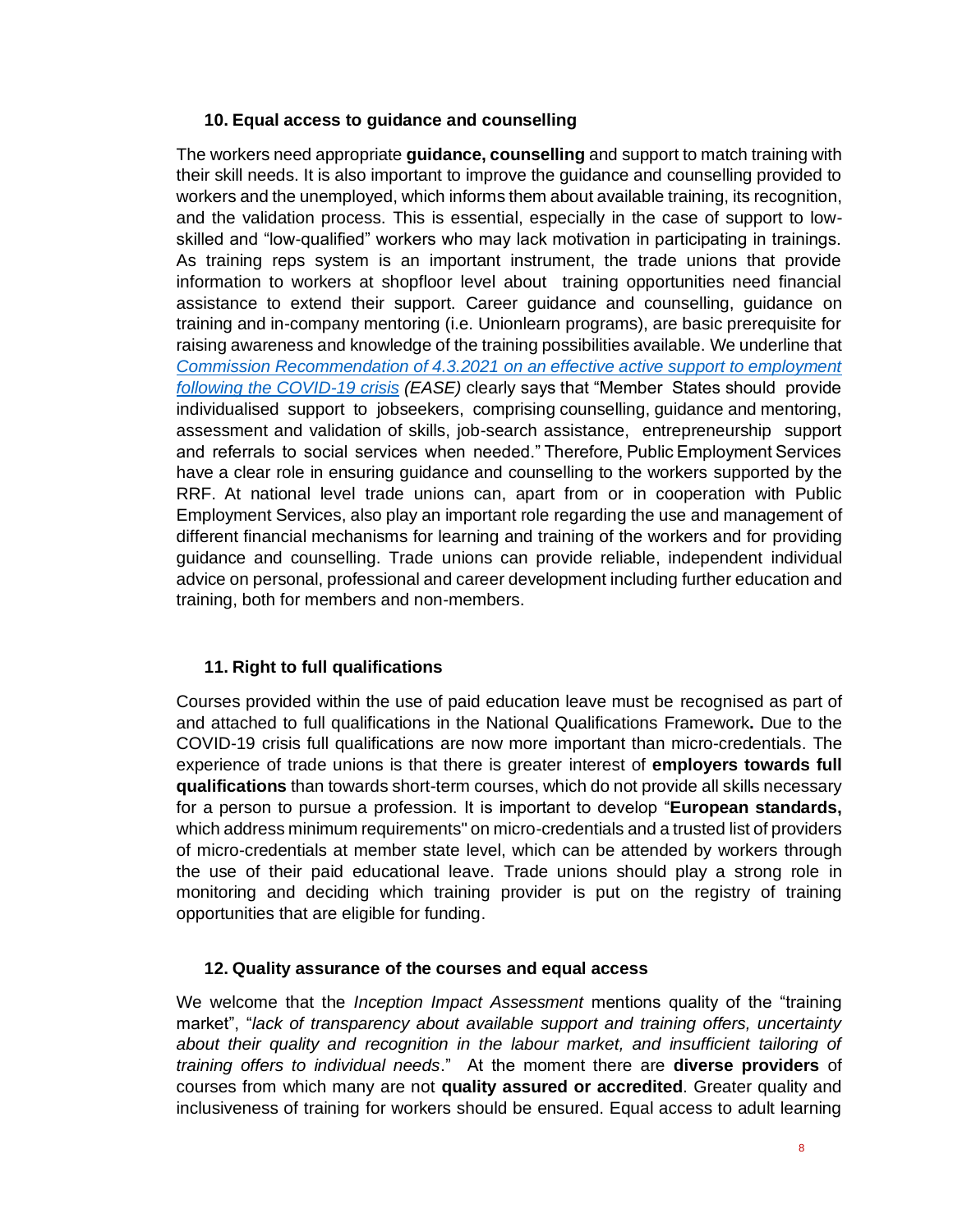## 10. Equal access to guidance and counselling

The workers need appropriate **guidance, counselling** and support to match training with their skill needs. It is also important to improve the guidance and counselling provided to workers and the unemployed, which informs them about available training, its recognition, and the validation process. This is essential, especially in the case of support to low-skilled and "low-qualified" workers who may lack motivation in participating in trainings. As training reps system is an important instrument, the trade unions that provide information to workers at shopfloor level about training opportunities need financial assistance to extend their support. Career guidance and counselling, guidance on training and in-company mentoring (i.e. Unionlearn programs), are basic prerequisite for raising awareness and knowledge of the training possibilities available. We underline that *Commission Recommendation of 4.3.2021 on an effective active support to employment following the COVID-19 crisis* *(EASE)* clearly says that "Member States should provide individualised support to jobseekers, comprising counselling, guidance and mentoring, assessment and validation of skills, job-search assistance, entrepreneurship support and referrals to social services when needed." Therefore, Public Employment Services have a clear role in ensuring guidance and counselling to the workers supported by the RRF. At national level trade unions can, apart from or in cooperation with Public Employment Services, also play an important role regarding the use and management of different financial mechanisms for learning and training of the workers and for providing guidance and counselling. Trade unions can provide reliable, independent individual advice on personal, professional and career development including further education and training, both for members and non-members.

## 11. Right to full qualifications

Courses provided within the use of paid education leave must be recognised as part of and attached to full qualifications in the National Qualifications Framework**.** Due to the COVID-19 crisis full qualifications are now more important than micro-credentials. The experience of trade unions is that there is greater interest of **employers towards full qualifications** than towards short-term courses, which do not provide all skills necessary for a person to pursue a profession. It is important to develop "**European standards,** which address minimum requirements" on micro-credentials and a trusted list of providers of micro-credentials at member state level, which can be attended by workers through the use of their paid educational leave. Trade unions should play a strong role in monitoring and deciding which training provider is put on the registry of training opportunities that are eligible for funding.

## 12. Quality assurance of the courses and equal access

We welcome that the *Inception Impact Assessment* mentions quality of the "training market", "*lack of transparency about available support and training offers, uncertainty about their quality and recognition in the labour market, and insufficient tailoring of training offers to individual needs*." At the moment there are **diverse providers** of courses from which many are not **quality assured or accredited**. Greater quality and inclusiveness of training for workers should be ensured. Equal access to adult learning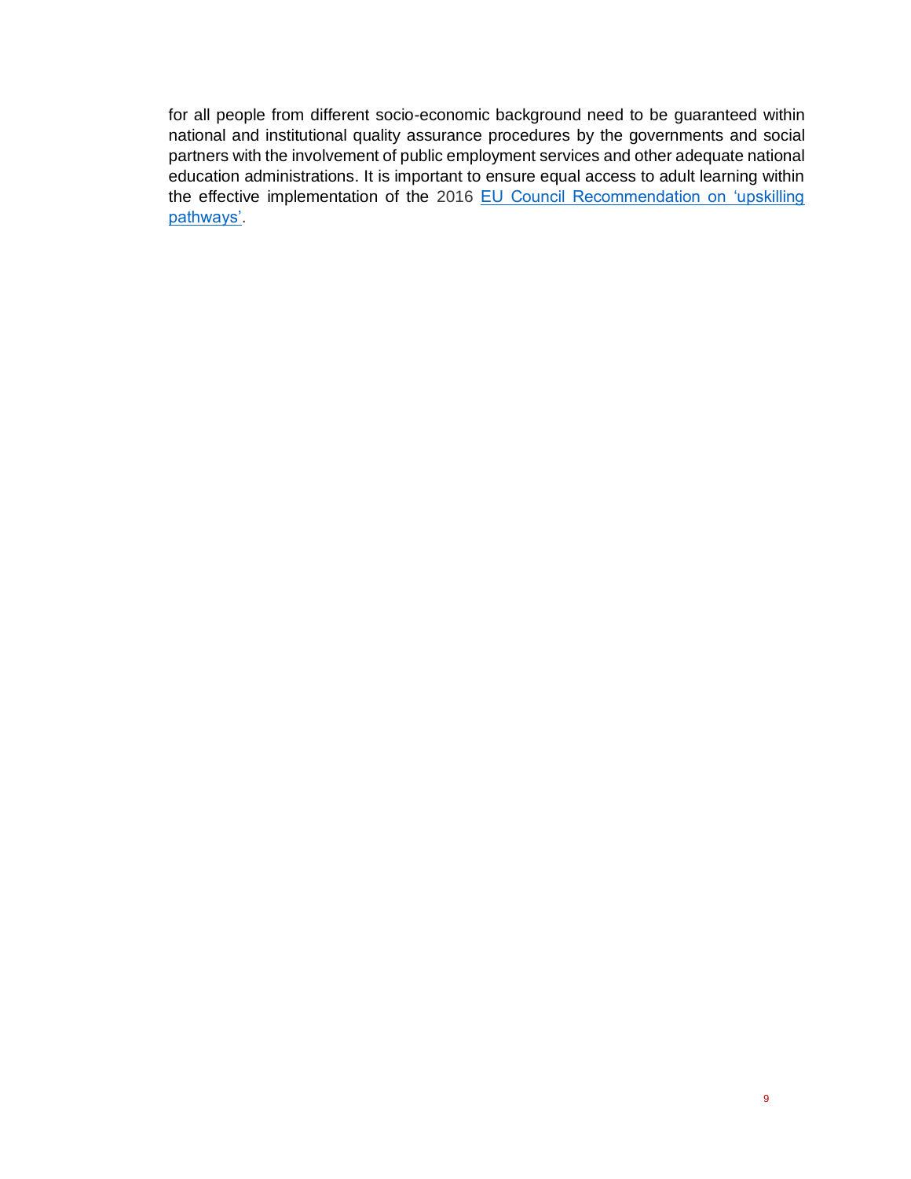for all people from different socio-economic background need to be guaranteed within national and institutional quality assurance procedures by the governments and social partners with the involvement of public employment services and other adequate national education administrations. It is important to ensure equal access to adult learning within the effective implementation of the 2016 EU Council Recommendation on 'upskilling pathways'.